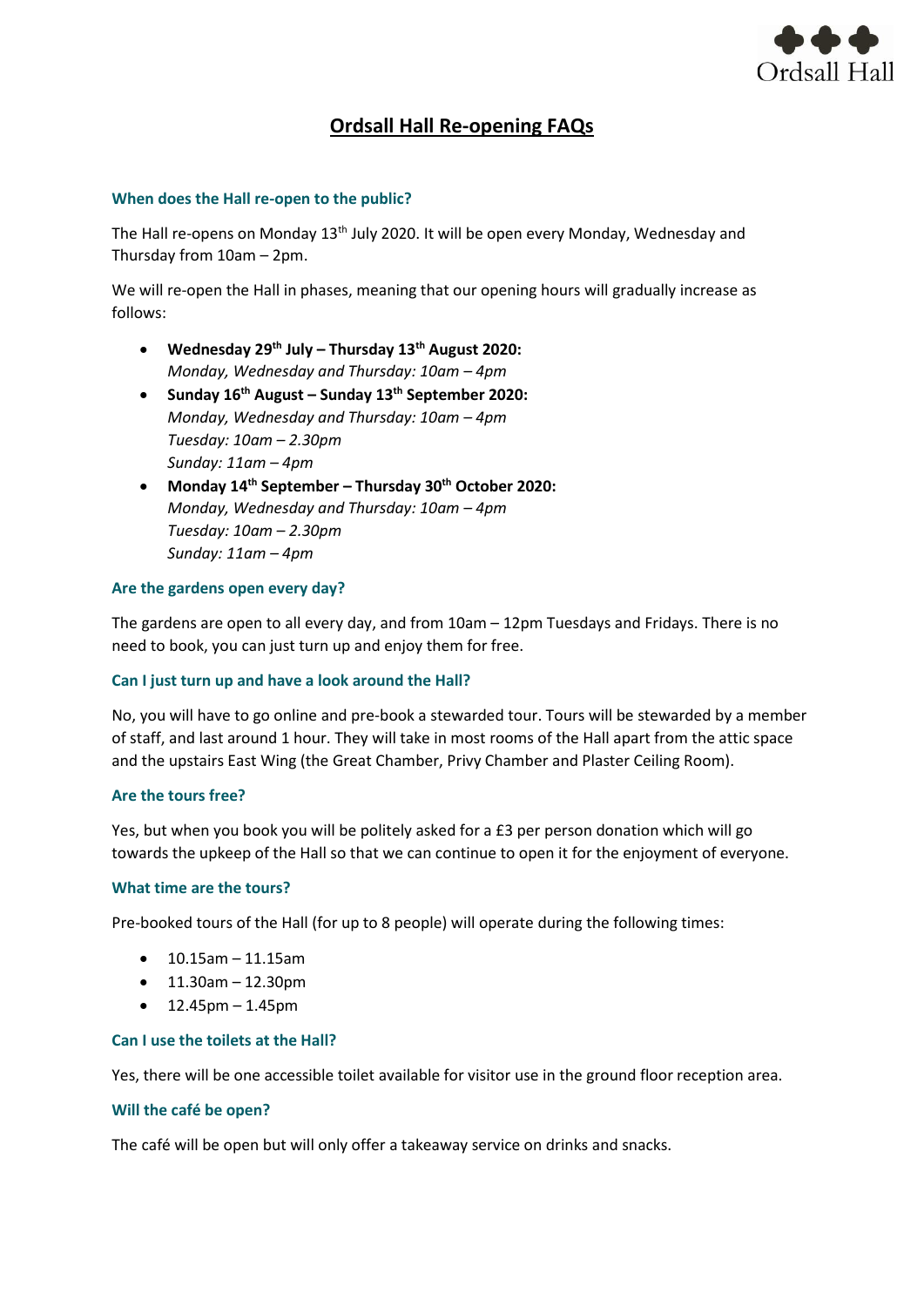# Ordsall Hall Re-opening FAQs

### When does the Hall re-open to the public?

The Hall re-opens on Monday 13th July 2020. It will be open every Monday, Wednesday and Thursday from 10am – 2pm.

We will re-open the Hall in phases, meaning that our opening hours will gradually increase as follows:

- **Wednesday 29th July – Thursday 13th August 2020:**
  *Monday, Wednesday and Thursday: 10am – 4pm*
- **Sunday 16th August – Sunday 13th September 2020:**
  *Monday, Wednesday and Thursday: 10am – 4pm*
  *Tuesday: 10am – 2.30pm*
  *Sunday: 11am – 4pm*
- **Monday 14th September – Thursday 30th October 2020:**
  *Monday, Wednesday and Thursday: 10am – 4pm*
  *Tuesday: 10am – 2.30pm*
  *Sunday: 11am – 4pm*

### Are the gardens open every day?

The gardens are open to all every day, and from 10am – 12pm Tuesdays and Fridays. There is no need to book, you can just turn up and enjoy them for free.

### Can I just turn up and have a look around the Hall?

No, you will have to go online and pre-book a stewarded tour. Tours will be stewarded by a member of staff, and last around 1 hour. They will take in most rooms of the Hall apart from the attic space and the upstairs East Wing (the Great Chamber, Privy Chamber and Plaster Ceiling Room).

### Are the tours free?

Yes, but when you book you will be politely asked for a £3 per person donation which will go towards the upkeep of the Hall so that we can continue to open it for the enjoyment of everyone.

### What time are the tours?

Pre-booked tours of the Hall (for up to 8 people) will operate during the following times:

- 10.15am – 11.15am
- 11.30am – 12.30pm
- 12.45pm – 1.45pm

### Can I use the toilets at the Hall?

Yes, there will be one accessible toilet available for visitor use in the ground floor reception area.

### Will the café be open?

The café will be open but will only offer a takeaway service on drinks and snacks.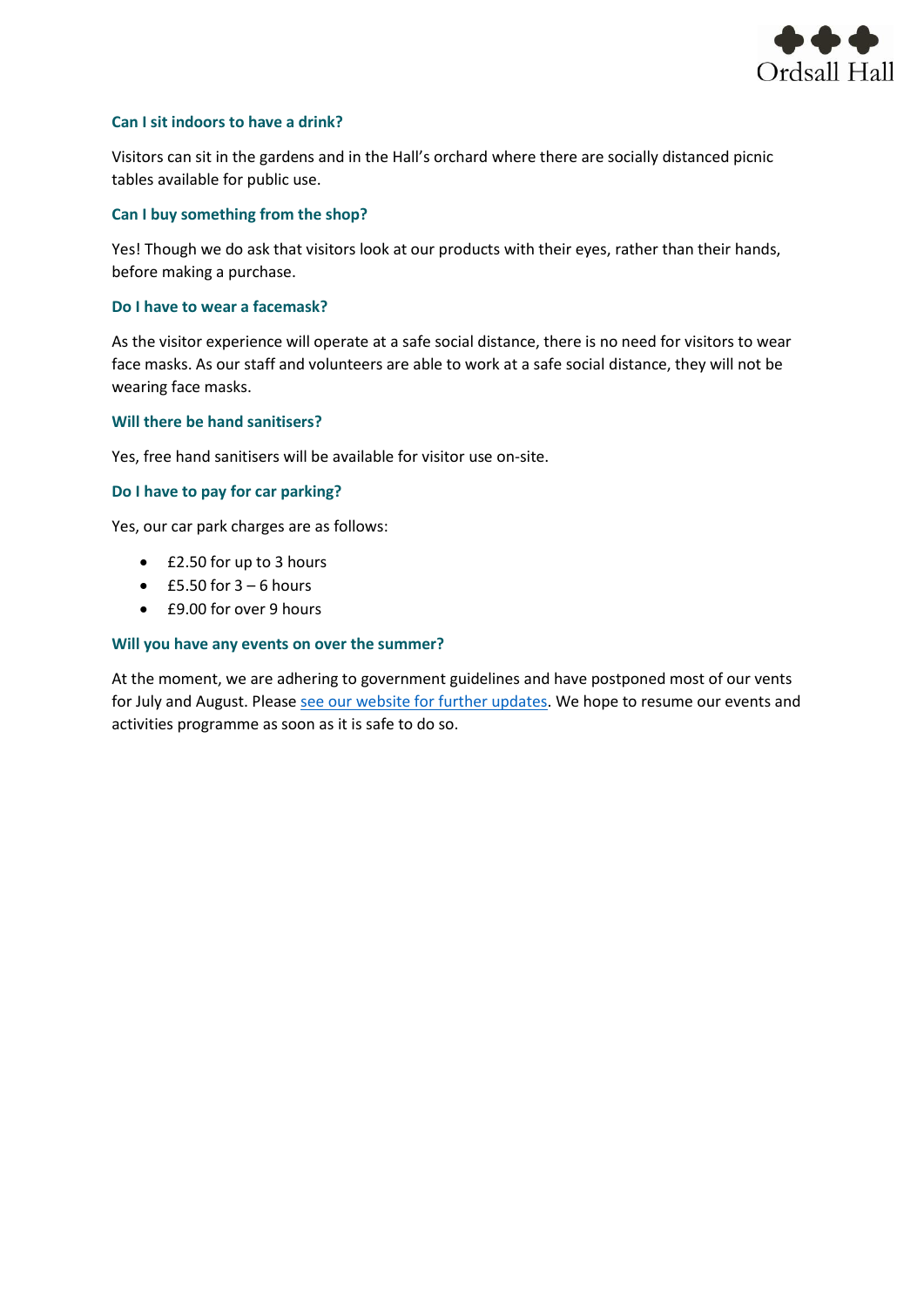### Can I sit indoors to have a drink?

Visitors can sit in the gardens and in the Hall's orchard where there are socially distanced picnic tables available for public use.

### Can I buy something from the shop?

Yes! Though we do ask that visitors look at our products with their eyes, rather than their hands, before making a purchase.

### Do I have to wear a facemask?

As the visitor experience will operate at a safe social distance, there is no need for visitors to wear face masks. As our staff and volunteers are able to work at a safe social distance, they will not be wearing face masks.

### Will there be hand sanitisers?

Yes, free hand sanitisers will be available for visitor use on-site.

### Do I have to pay for car parking?

Yes, our car park charges are as follows:

- £2.50 for up to 3 hours
- £5.50 for 3 – 6 hours
- £9.00 for over 9 hours

### Will you have any events on over the summer?

At the moment, we are adhering to government guidelines and have postponed most of our vents for July and August. Please see our website for further updates. We hope to resume our events and activities programme as soon as it is safe to do so.